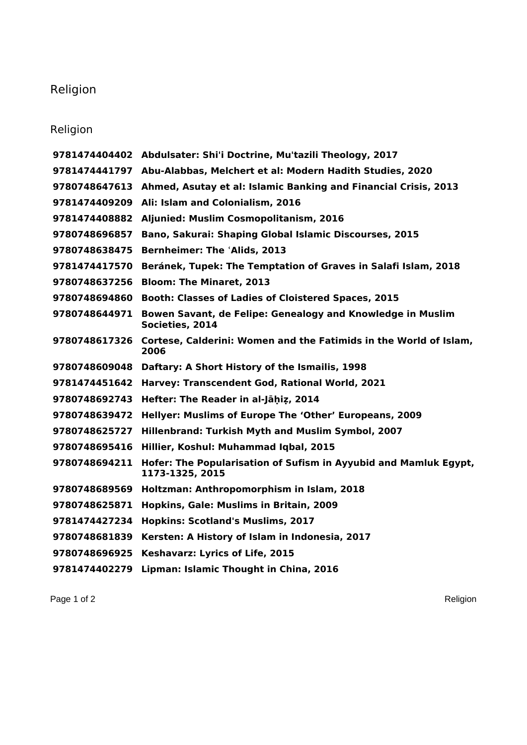# Religion

## Religion

| | |
|---|---|
| **9781474404402** | **Abdulsater: Shi'i Doctrine, Mu'tazili Theology, 2017** |
| **9781474441797** | **Abu-Alabbas, Melchert et al: Modern Hadith Studies, 2020** |
| **9780748647613** | **Ahmed, Asutay et al: Islamic Banking and Financial Crisis, 2013** |
| **9781474409209** | **Ali: Islam and Colonialism, 2016** |
| **9781474408882** | **Aljunied: Muslim Cosmopolitanism, 2016** |
| **9780748696857** | **Bano, Sakurai: Shaping Global Islamic Discourses, 2015** |
| **9780748638475** | **Bernheimer: The ʿAlids, 2013** |
| **9781474417570** | **Beránek, Tupek: The Temptation of Graves in Salafi Islam, 2018** |
| **9780748637256** | **Bloom: The Minaret, 2013** |
| **9780748694860** | **Booth: Classes of Ladies of Cloistered Spaces, 2015** |
| **9780748644971** | **Bowen Savant, de Felipe: Genealogy and Knowledge in Muslim Societies, 2014** |
| **9780748617326** | **Cortese, Calderini: Women and the Fatimids in the World of Islam, 2006** |
| **9780748609048** | **Daftary: A Short History of the Ismailis, 1998** |
| **9781474451642** | **Harvey: Transcendent God, Rational World, 2021** |
| **9780748692743** | **Hefter: The Reader in al-Jāḥiẓ, 2014** |
| **9780748639472** | **Hellyer: Muslims of Europe The 'Other' Europeans, 2009** |
| **9780748625727** | **Hillenbrand: Turkish Myth and Muslim Symbol, 2007** |
| **9780748695416** | **Hillier, Koshul: Muhammad Iqbal, 2015** |
| **9780748694211** | **Hofer: The Popularisation of Sufism in Ayyubid and Mamluk Egypt, 1173-1325, 2015** |
| **9780748689569** | **Holtzman: Anthropomorphism in Islam, 2018** |
| **9780748625871** | **Hopkins, Gale: Muslims in Britain, 2009** |
| **9781474427234** | **Hopkins: Scotland's Muslims, 2017** |
| **9780748681839** | **Kersten: A History of Islam in Indonesia, 2017** |
| **9780748696925** | **Keshavarz: Lyrics of Life, 2015** |
| **9781474402279** | **Lipman: Islamic Thought in China, 2016** |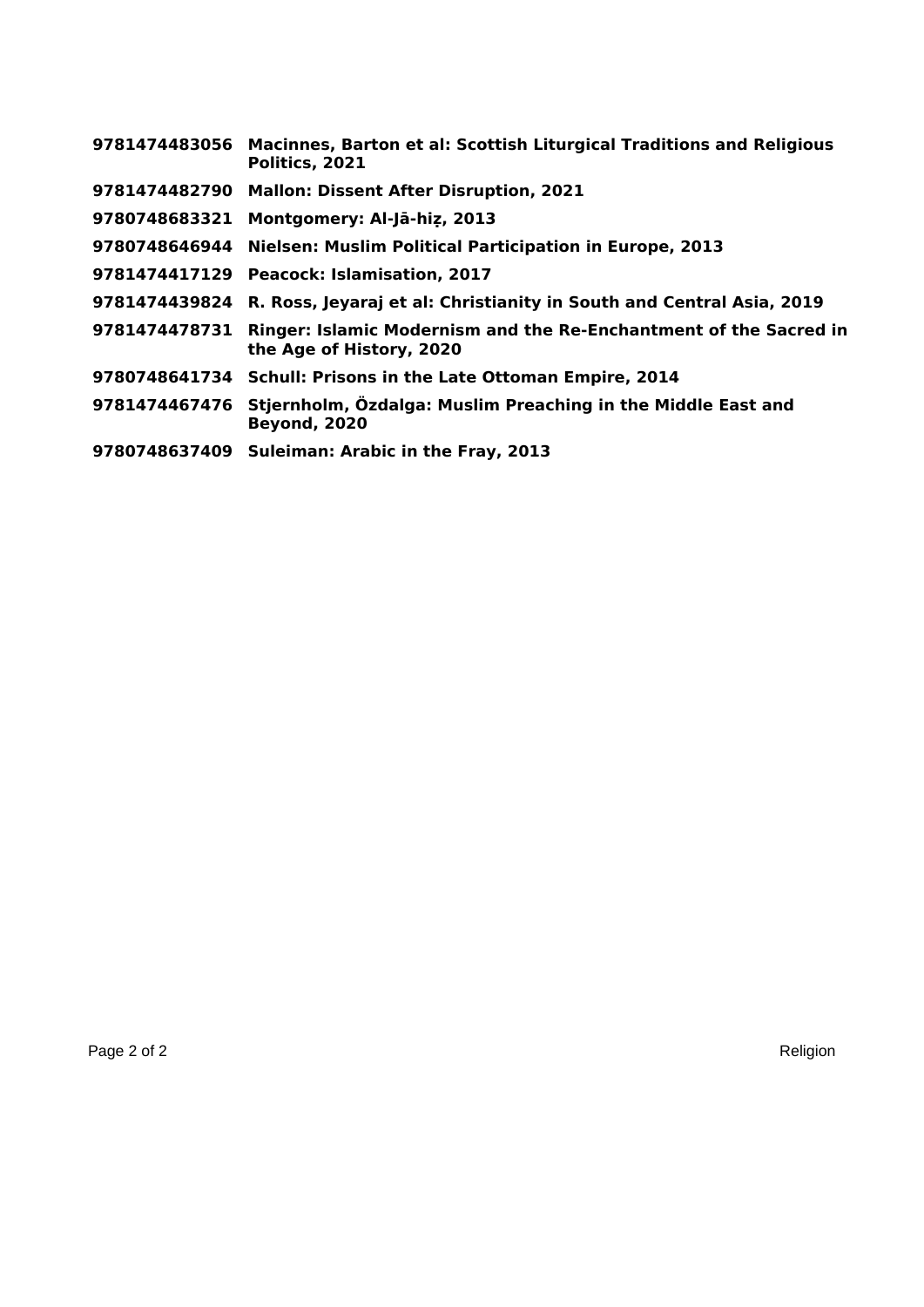**9781474483056 Macinnes, Barton et al: Scottish Liturgical Traditions and Religious Politics, 2021**

**9781474482790 Mallon: Dissent After Disruption, 2021**

**9780748683321 Montgomery: Al-Jā-hiẓ, 2013**

**9780748646944 Nielsen: Muslim Political Participation in Europe, 2013**

**9781474417129 Peacock: Islamisation, 2017**

**9781474439824 R. Ross, Jeyaraj et al: Christianity in South and Central Asia, 2019**

**9781474478731 Ringer: Islamic Modernism and the Re-Enchantment of the Sacred in the Age of History, 2020**

**9780748641734 Schull: Prisons in the Late Ottoman Empire, 2014**

**9781474467476 Stjernholm, Özdalga: Muslim Preaching in the Middle East and Beyond, 2020**

**9780748637409 Suleiman: Arabic in the Fray, 2013**